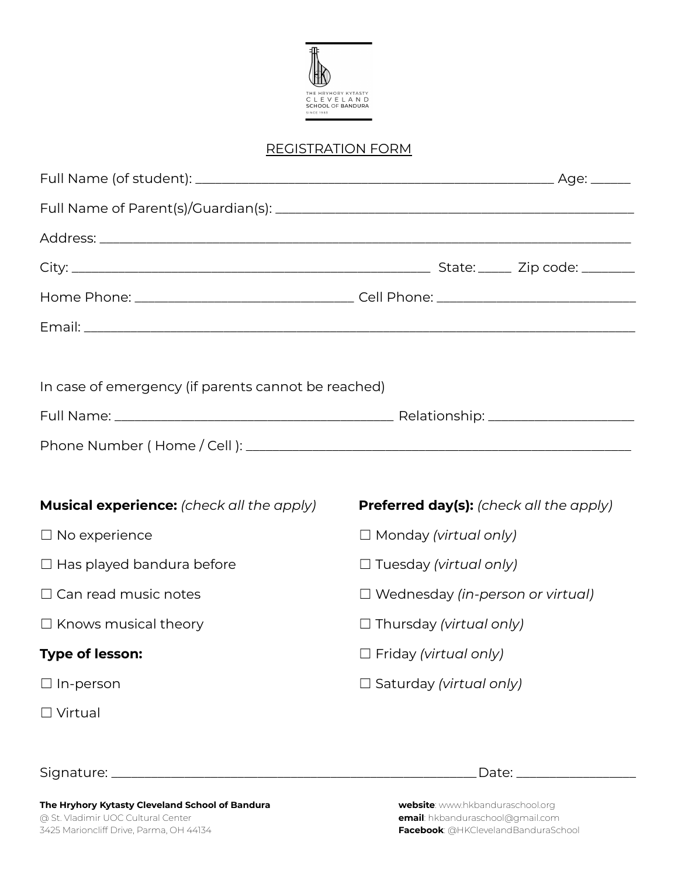THE HRYHORY KYTASTY
CLEVELAND
SCHOOL OF BANDURA
SINCE 1985

# REGISTRATION FORM

Full Name (of student): ______________________________________________ Age: _____

Full Name of Parent(s)/Guardian(s): ______________________________________________

Address: ______________________________________________________________________

City: __________________________________________ State: _____ Zip code: ________

Home Phone: __________________________ Cell Phone: __________________________

Email: ________________________________________________________________________

In case of emergency (if parents cannot be reached)

Full Name: ________________________________ Relationship: ____________________

Phone Number ( Home / Cell ): __________________________________________________

**Musical experience:** *(check all the apply)*

☐ No experience

☐ Has played bandura before

☐ Can read music notes

☐ Knows musical theory

**Type of lesson:**

☐ In-person

☐ Virtual

**Preferred day(s):** *(check all the apply)*

☐ Monday *(virtual only)*

☐ Tuesday *(virtual only)*

☐ Wednesday *(in-person or virtual)*

☐ Thursday *(virtual only)*

☐ Friday *(virtual only)*

☐ Saturday *(virtual only)*

Signature: ____________________________________________ Date: ________________

**The Hryhory Kytasty Cleveland School of Bandura**
@ St. Vladimir UOC Cultural Center
3425 Marioncliff Drive, Parma, OH 44134

**website**: www.hkbanduraschool.org
**email**: hkbanduraschool@gmail.com
**Facebook**: @HKClevelandBanduraSchool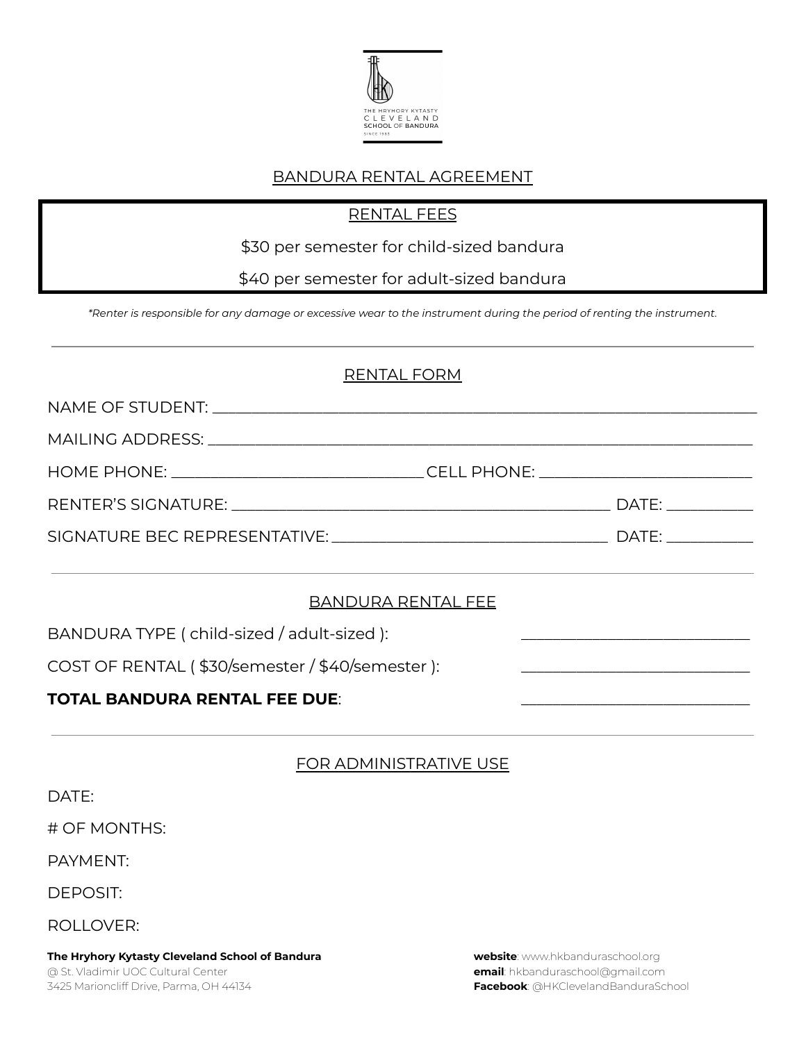THE HRYHORY KYTASTY CLEVELAND SCHOOL OF BANDURA SINCE 1985

# BANDURA RENTAL AGREEMENT

## RENTAL FEES

$30 per semester for child-sized bandura

$40 per semester for adult-sized bandura

*\*Renter is responsible for any damage or excessive wear to the instrument during the period of renting the instrument.*

---

## RENTAL FORM

NAME OF STUDENT: ______________________________________________

MAILING ADDRESS: ______________________________________________

HOME PHONE: ______________________ CELL PHONE: ____________________

RENTER'S SIGNATURE: ______________________________ DATE: __________

SIGNATURE BEC REPRESENTATIVE: _______________________ DATE: __________

---

## BANDURA RENTAL FEE

BANDURA TYPE ( child-sized / adult-sized ): ____________________

COST OF RENTAL ( $30/semester / $40/semester ): ____________________

**TOTAL BANDURA RENTAL FEE DUE**: ____________________

---

## FOR ADMINISTRATIVE USE

DATE:

# OF MONTHS:

PAYMENT:

DEPOSIT:

ROLLOVER:

**The Hryhory Kytasty Cleveland School of Bandura**
@ St. Vladimir UOC Cultural Center
3425 Marioncliff Drive, Parma, OH 44134

**website**: www.hkbanduraschool.org
**email**: hkbanduraschool@gmail.com
**Facebook**: @HKClevelandBanduraSchool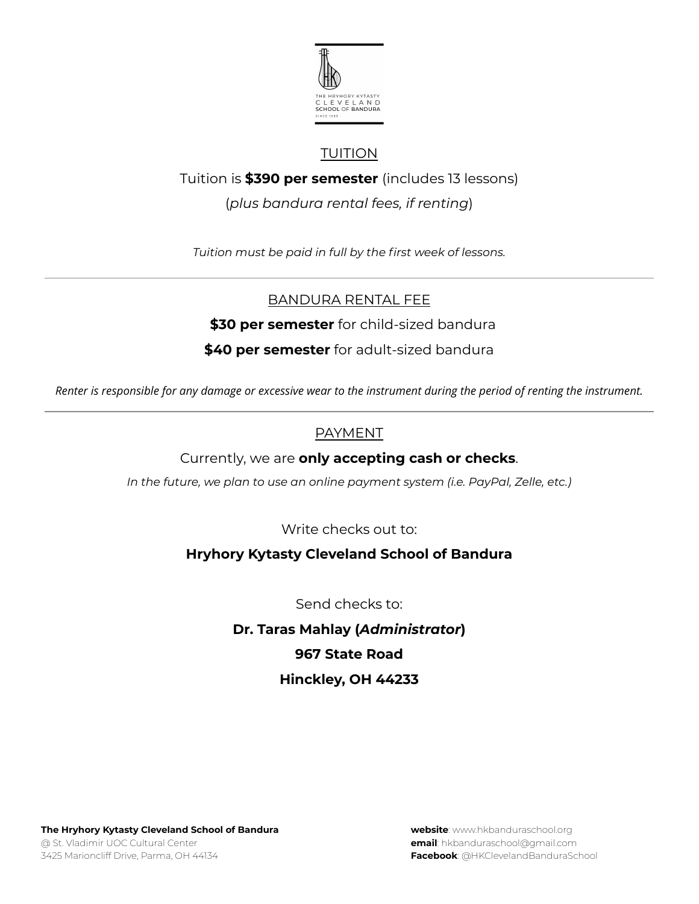## TUITION

Tuition is **$390 per semester** (includes 13 lessons)

(*plus bandura rental fees, if renting*)

*Tuition must be paid in full by the first week of lessons.*

---

## BANDURA RENTAL FEE

**$30 per semester** for child-sized bandura

**$40 per semester** for adult-sized bandura

*Renter is responsible for any damage or excessive wear to the instrument during the period of renting the instrument.*

---

## PAYMENT

Currently, we are **only accepting cash or checks**.

*In the future, we plan to use an online payment system (i.e. PayPal, Zelle, etc.)*

Write checks out to:

**Hryhory Kytasty Cleveland School of Bandura**

Send checks to:

**Dr. Taras Mahlay (*Administrator*)**

**967 State Road**

**Hinckley, OH 44233**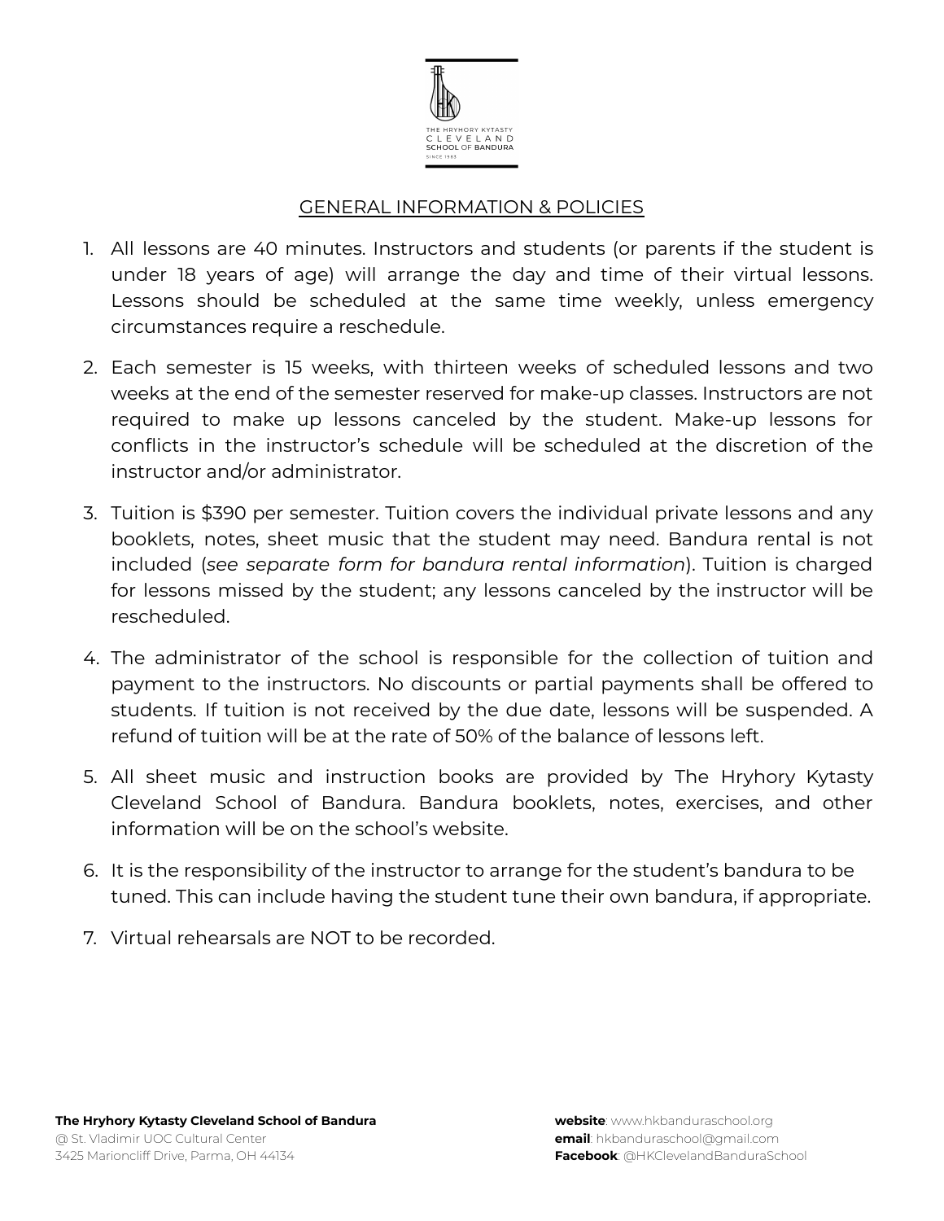THE HRYHORY KYTASTY
CLEVELAND
SCHOOL OF BANDURA
SINCE 1985

# GENERAL INFORMATION & POLICIES

1. All lessons are 40 minutes. Instructors and students (or parents if the student is under 18 years of age) will arrange the day and time of their virtual lessons. Lessons should be scheduled at the same time weekly, unless emergency circumstances require a reschedule.

2. Each semester is 15 weeks, with thirteen weeks of scheduled lessons and two weeks at the end of the semester reserved for make-up classes. Instructors are not required to make up lessons canceled by the student. Make-up lessons for conflicts in the instructor's schedule will be scheduled at the discretion of the instructor and/or administrator.

3. Tuition is $390 per semester. Tuition covers the individual private lessons and any booklets, notes, sheet music that the student may need. Bandura rental is not included (*see separate form for bandura rental information*). Tuition is charged for lessons missed by the student; any lessons canceled by the instructor will be rescheduled.

4. The administrator of the school is responsible for the collection of tuition and payment to the instructors. No discounts or partial payments shall be offered to students. If tuition is not received by the due date, lessons will be suspended. A refund of tuition will be at the rate of 50% of the balance of lessons left.

5. All sheet music and instruction books are provided by The Hryhory Kytasty Cleveland School of Bandura. Bandura booklets, notes, exercises, and other information will be on the school's website.

6. It is the responsibility of the instructor to arrange for the student's bandura to be tuned. This can include having the student tune their own bandura, if appropriate.

7. Virtual rehearsals are NOT to be recorded.

**The Hryhory Kytasty Cleveland School of Bandura**
@ St. Vladimir UOC Cultural Center
3425 Marioncliff Drive, Parma, OH 44134

**website**: www.hkbanduraschool.org
**email**: hkbanduraschool@gmail.com
**Facebook**: @HKClevelandBanduraSchool